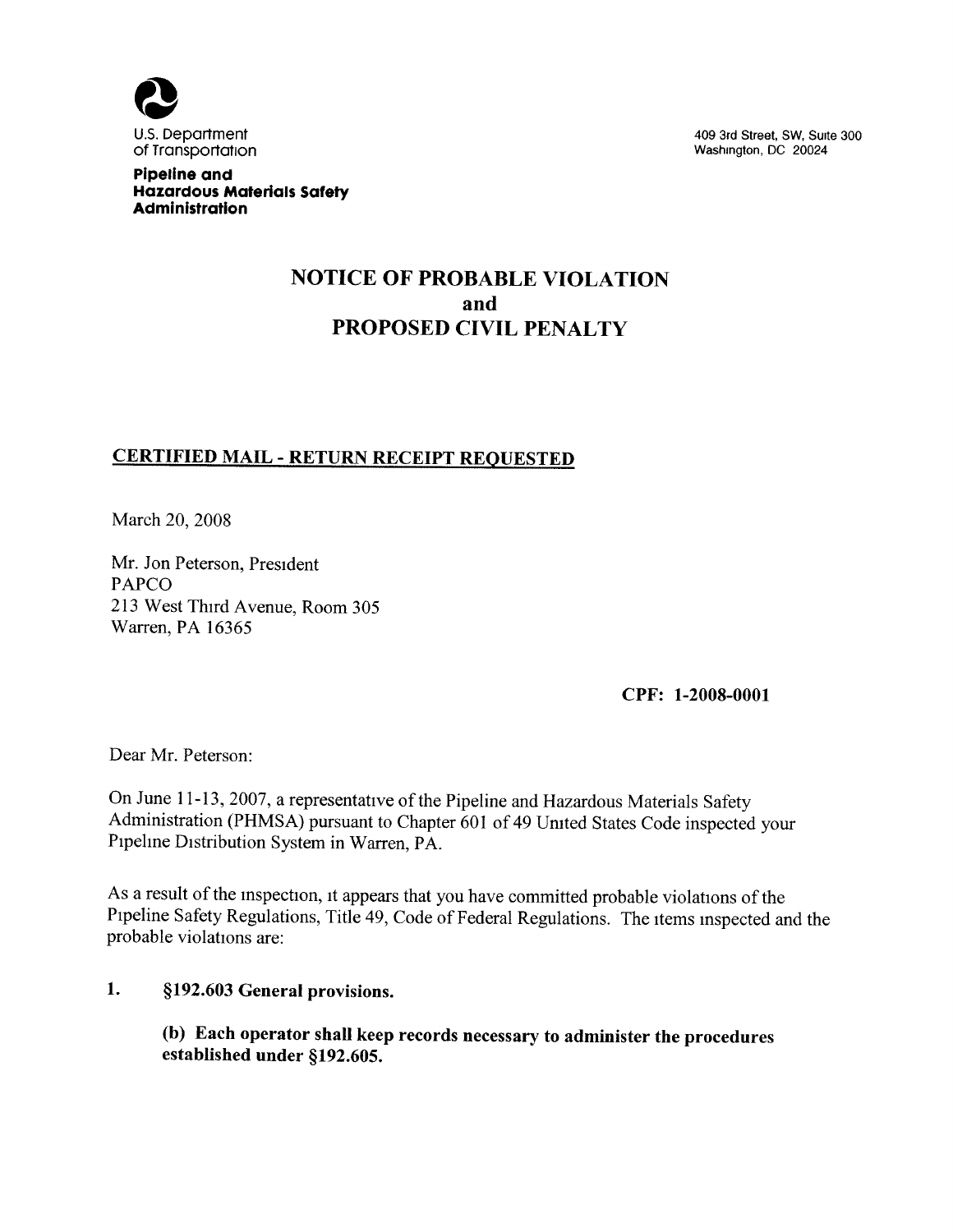U.S. Department of Transportation

**Pipeline and Hazardous Materials Safety Administration**

409 3rd Street, SW, Suite 300
Washington, DC 20024

# NOTICE OF PROBABLE VIOLATION and PROPOSED CIVIL PENALTY

**CERTIFIED MAIL - RETURN RECEIPT REQUESTED**

March 20, 2008

Mr. Jon Peterson, President
PAPCO
213 West Third Avenue, Room 305
Warren, PA 16365

**CPF: 1-2008-0001**

Dear Mr. Peterson:

On June 11-13, 2007, a representative of the Pipeline and Hazardous Materials Safety Administration (PHMSA) pursuant to Chapter 601 of 49 United States Code inspected your Pipeline Distribution System in Warren, PA.

As a result of the inspection, it appears that you have committed probable violations of the Pipeline Safety Regulations, Title 49, Code of Federal Regulations. The items inspected and the probable violations are:

1. **§192.603 General provisions.**

   **(b) Each operator shall keep records necessary to administer the procedures established under §192.605.**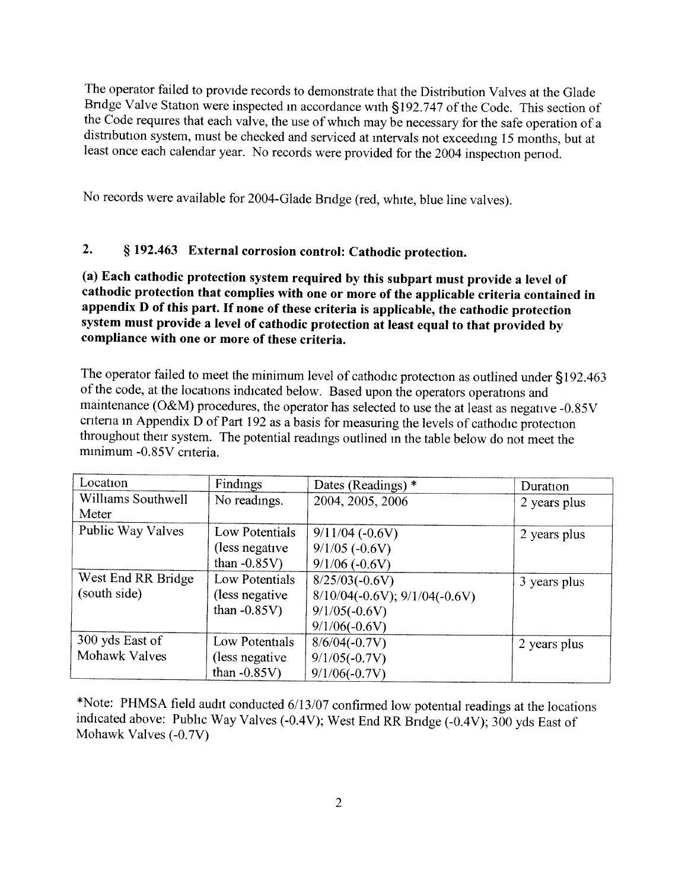The operator failed to provide records to demonstrate that the Distribution Valves at the Glade Bridge Valve Station were inspected in accordance with §192.747 of the Code. This section of the Code requires that each valve, the use of which may be necessary for the safe operation of a distribution system, must be checked and serviced at intervals not exceeding 15 months, but at least once each calendar year. No records were provided for the 2004 inspection period.

No records were available for 2004-Glade Bridge (red, white, blue line valves).

## 2. § 192.463 External corrosion control: Cathodic protection.

**(a) Each cathodic protection system required by this subpart must provide a level of cathodic protection that complies with one or more of the applicable criteria contained in appendix D of this part. If none of these criteria is applicable, the cathodic protection system must provide a level of cathodic protection at least equal to that provided by compliance with one or more of these criteria.**

The operator failed to meet the minimum level of cathodic protection as outlined under §192.463 of the code, at the locations indicated below. Based upon the operators operations and maintenance (O&M) procedures, the operator has selected to use the at least as negative -0.85V criteria in Appendix D of Part 192 as a basis for measuring the levels of cathodic protection throughout their system. The potential readings outlined in the table below do not meet the minimum -0.85V criteria.

| Location | Findings | Dates (Readings) * | Duration |
|---|---|---|---|
| Williams Southwell Meter | No readings. | 2004, 2005, 2006 | 2 years plus |
| Public Way Valves | Low Potentials (less negative than -0.85V) | 9/11/04 (-0.6V)<br>9/1/05 (-0.6V)<br>9/1/06 (-0.6V) | 2 years plus |
| West End RR Bridge (south side) | Low Potentials (less negative than -0.85V) | 8/25/03(-0.6V)<br>8/10/04(-0.6V); 9/1/04(-0.6V)<br>9/1/05(-0.6V)<br>9/1/06(-0.6V) | 3 years plus |
| 300 yds East of Mohawk Valves | Low Potentials (less negative than -0.85V) | 8/6/04(-0.7V)<br>9/1/05(-0.7V)<br>9/1/06(-0.7V) | 2 years plus |

*Note: PHMSA field audit conducted 6/13/07 confirmed low potential readings at the locations indicated above: Public Way Valves (-0.4V); West End RR Bridge (-0.4V); 300 yds East of Mohawk Valves (-0.7V)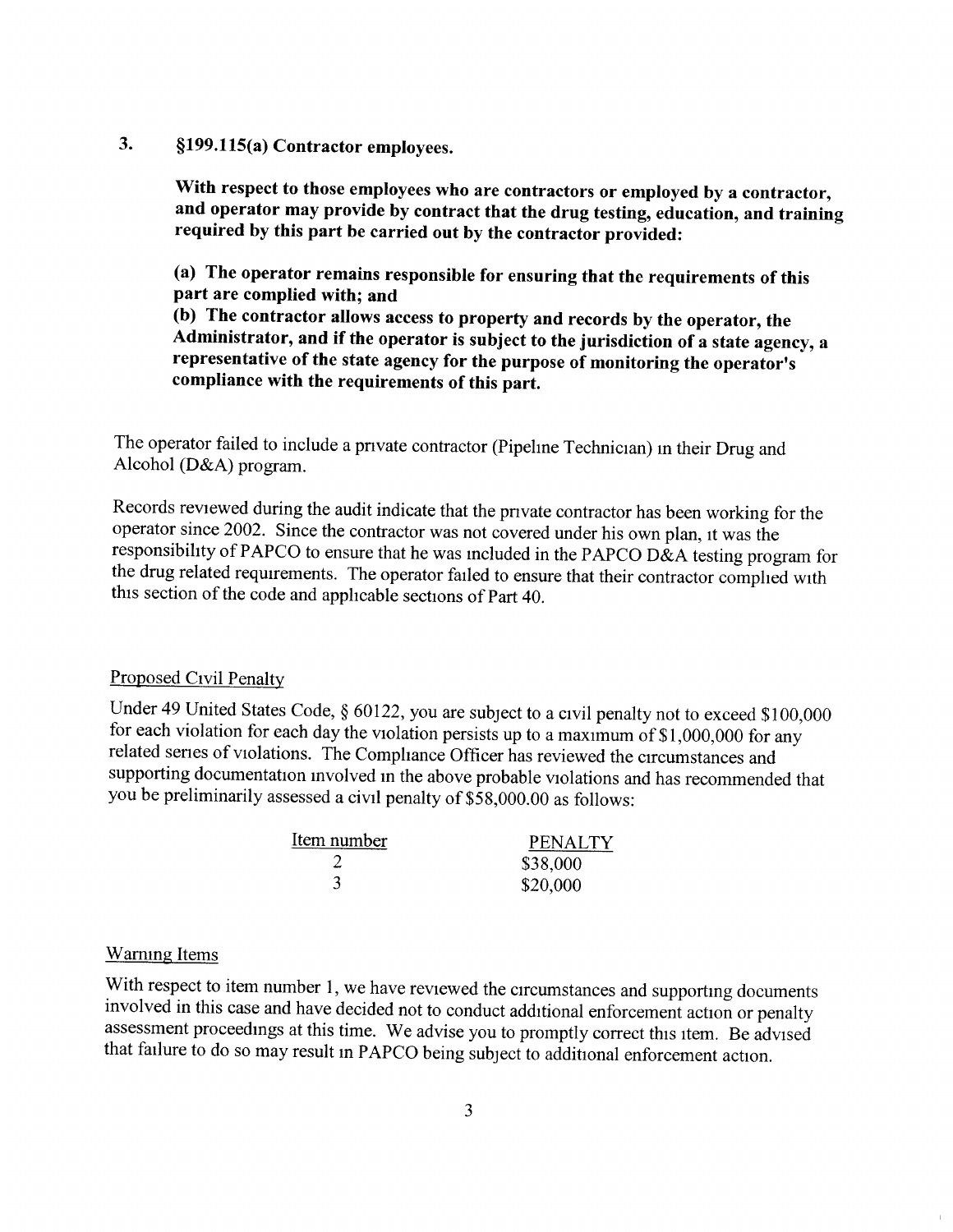3. **§199.115(a) Contractor employees.**

**With respect to those employees who are contractors or employed by a contractor, and operator may provide by contract that the drug testing, education, and training required by this part be carried out by the contractor provided:**

**(a) The operator remains responsible for ensuring that the requirements of this part are complied with; and**

**(b) The contractor allows access to property and records by the operator, the Administrator, and if the operator is subject to the jurisdiction of a state agency, a representative of the state agency for the purpose of monitoring the operator's compliance with the requirements of this part.**

The operator failed to include a private contractor (Pipeline Technician) in their Drug and Alcohol (D&A) program.

Records reviewed during the audit indicate that the private contractor has been working for the operator since 2002. Since the contractor was not covered under his own plan, it was the responsibility of PAPCO to ensure that he was included in the PAPCO D&A testing program for the drug related requirements. The operator failed to ensure that their contractor complied with this section of the code and applicable sections of Part 40.

Proposed Civil Penalty

Under 49 United States Code, § 60122, you are subject to a civil penalty not to exceed $100,000 for each violation for each day the violation persists up to a maximum of $1,000,000 for any related series of violations. The Compliance Officer has reviewed the circumstances and supporting documentation involved in the above probable violations and has recommended that you be preliminarily assessed a civil penalty of $58,000.00 as follows:

| Item number | PENALTY |
|---|---|
| 2 | $38,000 |
| 3 | $20,000 |

Warning Items

With respect to item number 1, we have reviewed the circumstances and supporting documents involved in this case and have decided not to conduct additional enforcement action or penalty assessment proceedings at this time. We advise you to promptly correct this item. Be advised that failure to do so may result in PAPCO being subject to additional enforcement action.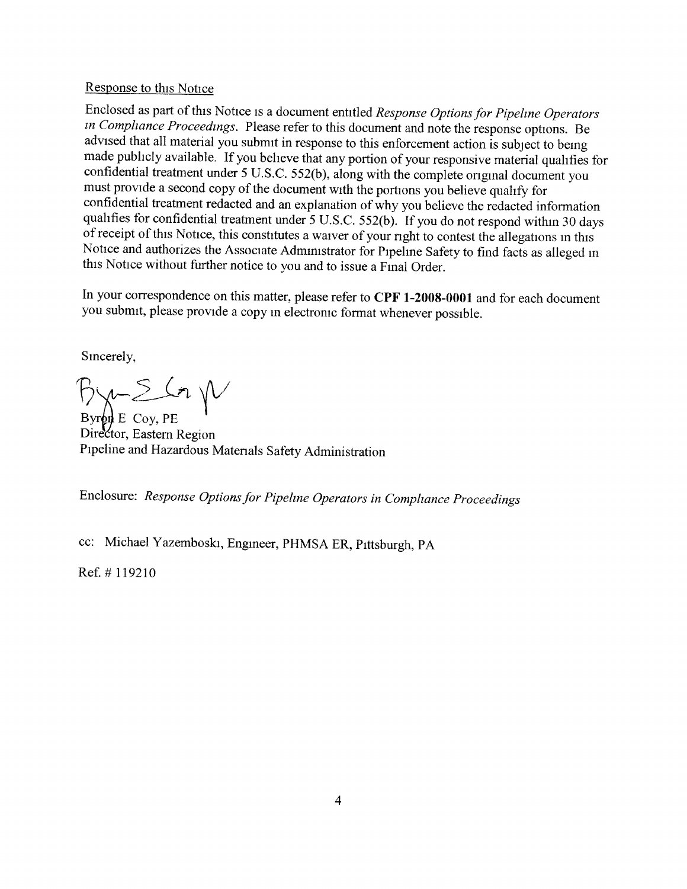Response to this Notice

Enclosed as part of this Notice is a document entitled *Response Options for Pipeline Operators in Compliance Proceedings*. Please refer to this document and note the response options. Be advised that all material you submit in response to this enforcement action is subject to being made publicly available. If you believe that any portion of your responsive material qualifies for confidential treatment under 5 U.S.C. 552(b), along with the complete original document you must provide a second copy of the document with the portions you believe qualify for confidential treatment redacted and an explanation of why you believe the redacted information qualifies for confidential treatment under 5 U.S.C. 552(b). If you do not respond within 30 days of receipt of this Notice, this constitutes a waiver of your right to contest the allegations in this Notice and authorizes the Associate Administrator for Pipeline Safety to find facts as alleged in this Notice without further notice to you and to issue a Final Order.

In your correspondence on this matter, please refer to **CPF 1-2008-0001** and for each document you submit, please provide a copy in electronic format whenever possible.

Sincerely,

Byron E Coy, PE
Director, Eastern Region
Pipeline and Hazardous Materials Safety Administration

Enclosure: *Response Options for Pipeline Operators in Compliance Proceedings*

cc: Michael Yazemboski, Engineer, PHMSA ER, Pittsburgh, PA

Ref. # 119210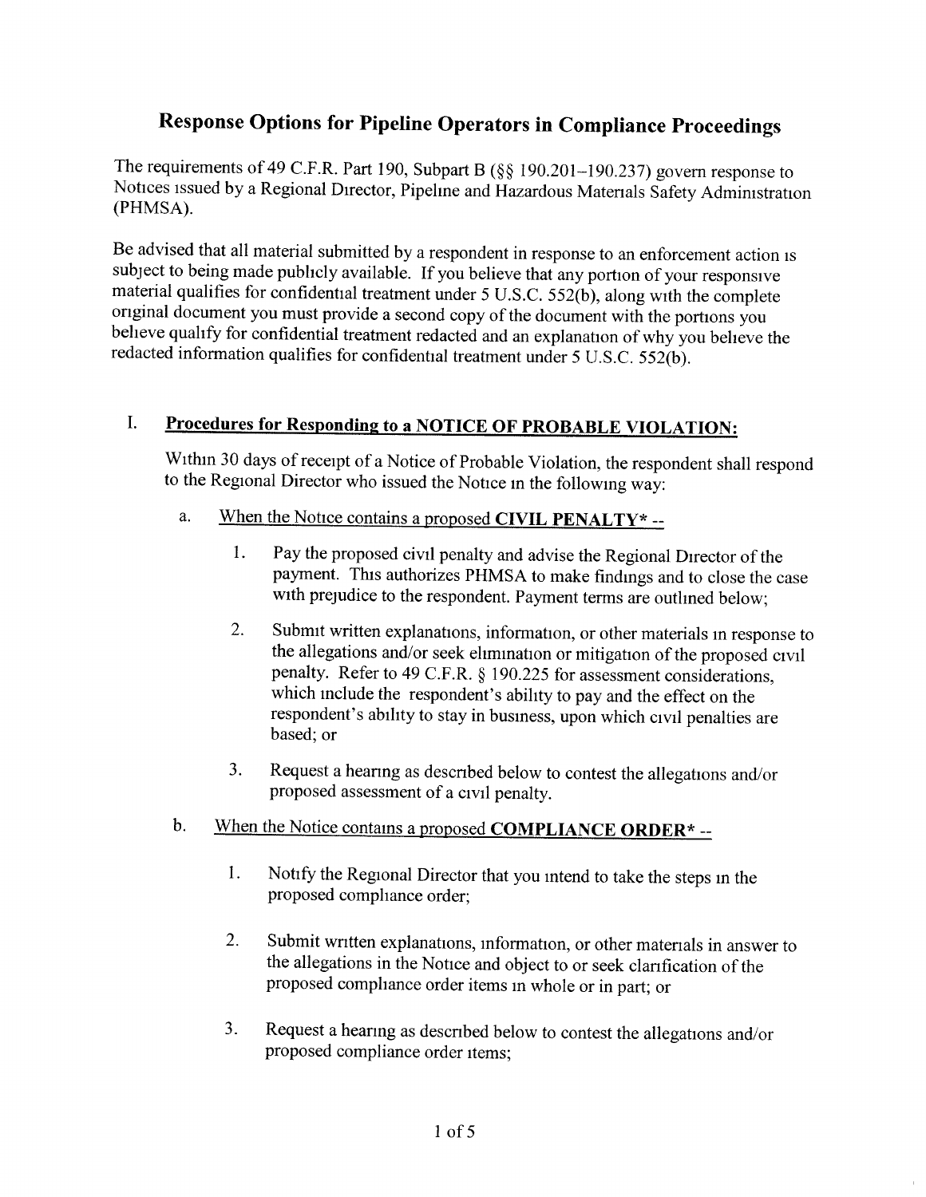# Response Options for Pipeline Operators in Compliance Proceedings

The requirements of 49 C.F.R. Part 190, Subpart B (§§ 190.201–190.237) govern response to Notices issued by a Regional Director, Pipeline and Hazardous Materials Safety Administration (PHMSA).

Be advised that all material submitted by a respondent in response to an enforcement action is subject to being made publicly available. If you believe that any portion of your responsive material qualifies for confidential treatment under 5 U.S.C. 552(b), along with the complete original document you must provide a second copy of the document with the portions you believe qualify for confidential treatment redacted and an explanation of why you believe the redacted information qualifies for confidential treatment under 5 U.S.C. 552(b).

## I. Procedures for Responding to a NOTICE OF PROBABLE VIOLATION:

Within 30 days of receipt of a Notice of Probable Violation, the respondent shall respond to the Regional Director who issued the Notice in the following way:

a. When the Notice contains a proposed **CIVIL PENALTY*** --

1. Pay the proposed civil penalty and advise the Regional Director of the payment. This authorizes PHMSA to make findings and to close the case with prejudice to the respondent. Payment terms are outlined below;

2. Submit written explanations, information, or other materials in response to the allegations and/or seek elimination or mitigation of the proposed civil penalty. Refer to 49 C.F.R. § 190.225 for assessment considerations, which include the respondent's ability to pay and the effect on the respondent's ability to stay in business, upon which civil penalties are based; or

3. Request a hearing as described below to contest the allegations and/or proposed assessment of a civil penalty.

b. When the Notice contains a proposed **COMPLIANCE ORDER*** --

1. Notify the Regional Director that you intend to take the steps in the proposed compliance order;

2. Submit written explanations, information, or other materials in answer to the allegations in the Notice and object to or seek clarification of the proposed compliance order items in whole or in part; or

3. Request a hearing as described below to contest the allegations and/or proposed compliance order items;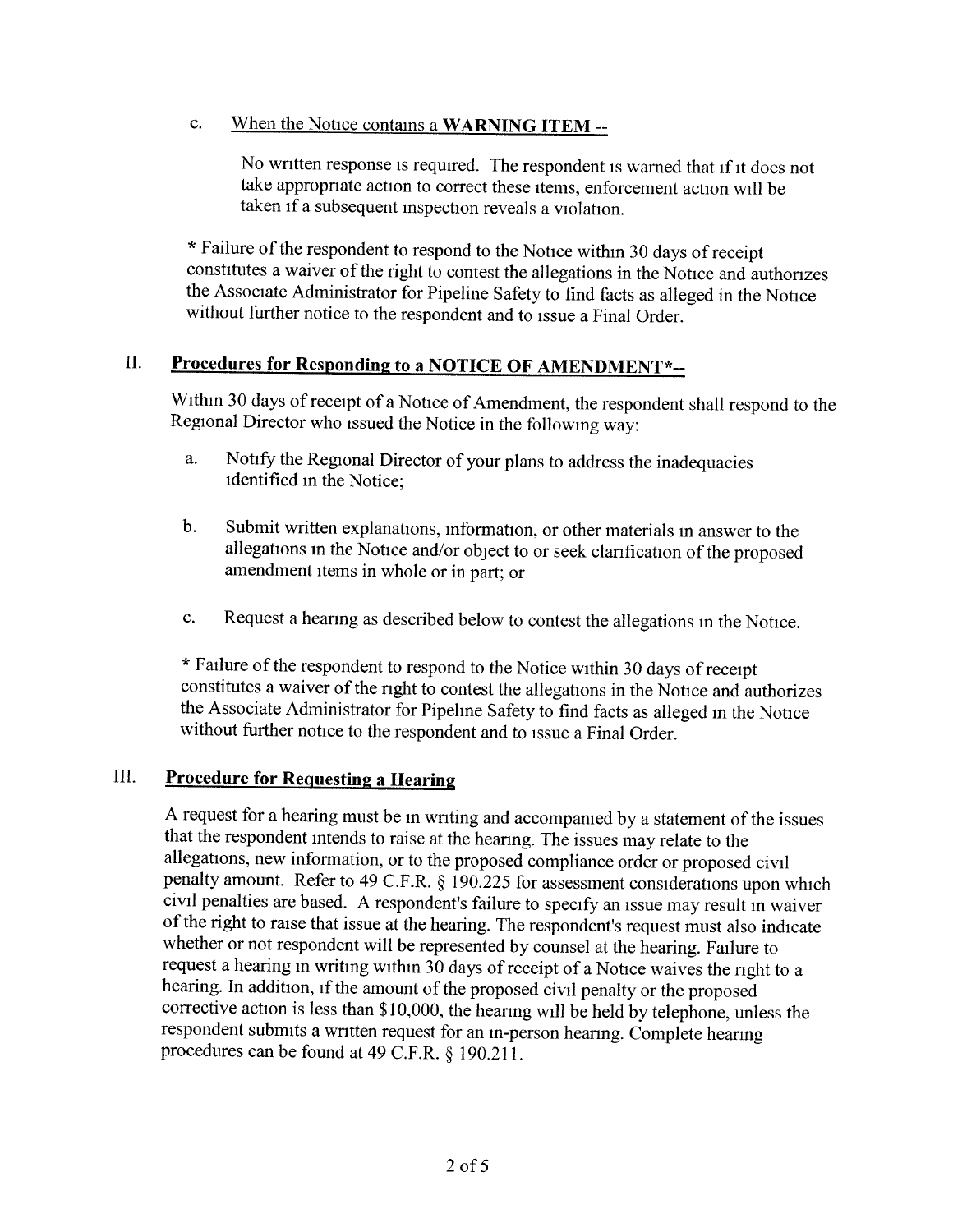c. <u>When the Notice contains a **WARNING ITEM** --</u>

No written response is required. The respondent is warned that if it does not take appropriate action to correct these items, enforcement action will be taken if a subsequent inspection reveals a violation.

* Failure of the respondent to respond to the Notice within 30 days of receipt constitutes a waiver of the right to contest the allegations in the Notice and authorizes the Associate Administrator for Pipeline Safety to find facts as alleged in the Notice without further notice to the respondent and to issue a Final Order.

## II. **<u>Procedures for Responding to a NOTICE OF AMENDMENT*--</u>**

Within 30 days of receipt of a Notice of Amendment, the respondent shall respond to the Regional Director who issued the Notice in the following way:

a. Notify the Regional Director of your plans to address the inadequacies identified in the Notice;

b. Submit written explanations, information, or other materials in answer to the allegations in the Notice and/or object to or seek clarification of the proposed amendment items in whole or in part; or

c. Request a hearing as described below to contest the allegations in the Notice.

* Failure of the respondent to respond to the Notice within 30 days of receipt constitutes a waiver of the right to contest the allegations in the Notice and authorizes the Associate Administrator for Pipeline Safety to find facts as alleged in the Notice without further notice to the respondent and to issue a Final Order.

## III. **<u>Procedure for Requesting a Hearing</u>**

A request for a hearing must be in writing and accompanied by a statement of the issues that the respondent intends to raise at the hearing. The issues may relate to the allegations, new information, or to the proposed compliance order or proposed civil penalty amount. Refer to 49 C.F.R. § 190.225 for assessment considerations upon which civil penalties are based. A respondent's failure to specify an issue may result in waiver of the right to raise that issue at the hearing. The respondent's request must also indicate whether or not respondent will be represented by counsel at the hearing. Failure to request a hearing in writing within 30 days of receipt of a Notice waives the right to a hearing. In addition, if the amount of the proposed civil penalty or the proposed corrective action is less than $10,000, the hearing will be held by telephone, unless the respondent submits a written request for an in-person hearing. Complete hearing procedures can be found at 49 C.F.R. § 190.211.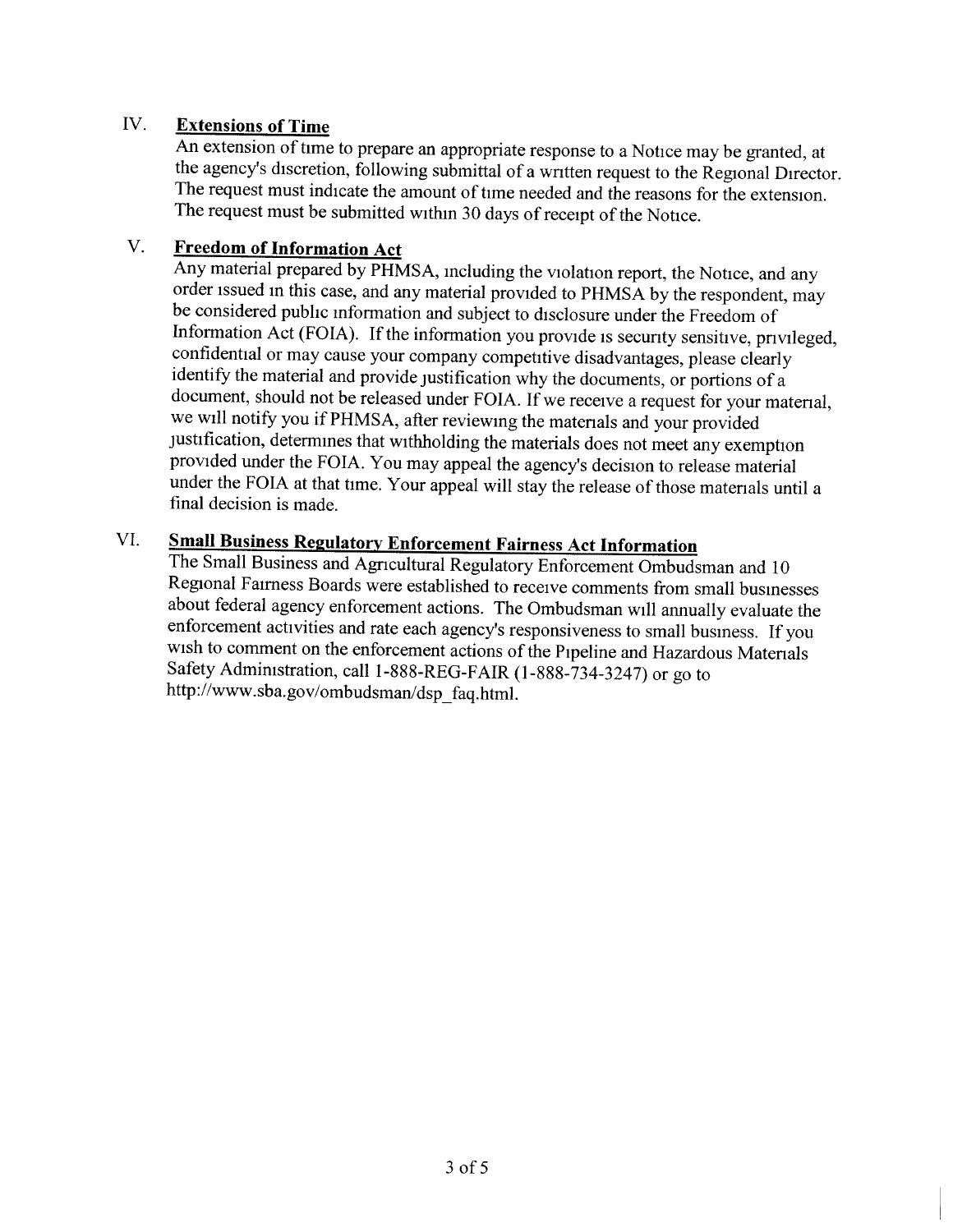## IV. Extensions of Time

An extension of time to prepare an appropriate response to a Notice may be granted, at the agency's discretion, following submittal of a written request to the Regional Director. The request must indicate the amount of time needed and the reasons for the extension. The request must be submitted within 30 days of receipt of the Notice.

## V. Freedom of Information Act

Any material prepared by PHMSA, including the violation report, the Notice, and any order issued in this case, and any material provided to PHMSA by the respondent, may be considered public information and subject to disclosure under the Freedom of Information Act (FOIA). If the information you provide is security sensitive, privileged, confidential or may cause your company competitive disadvantages, please clearly identify the material and provide justification why the documents, or portions of a document, should not be released under FOIA. If we receive a request for your material, we will notify you if PHMSA, after reviewing the materials and your provided justification, determines that withholding the materials does not meet any exemption provided under the FOIA. You may appeal the agency's decision to release material under the FOIA at that time. Your appeal will stay the release of those materials until a final decision is made.

## VI. Small Business Regulatory Enforcement Fairness Act Information

The Small Business and Agricultural Regulatory Enforcement Ombudsman and 10 Regional Fairness Boards were established to receive comments from small businesses about federal agency enforcement actions. The Ombudsman will annually evaluate the enforcement activities and rate each agency's responsiveness to small business. If you wish to comment on the enforcement actions of the Pipeline and Hazardous Materials Safety Administration, call 1-888-REG-FAIR (1-888-734-3247) or go to http://www.sba.gov/ombudsman/dsp_faq.html.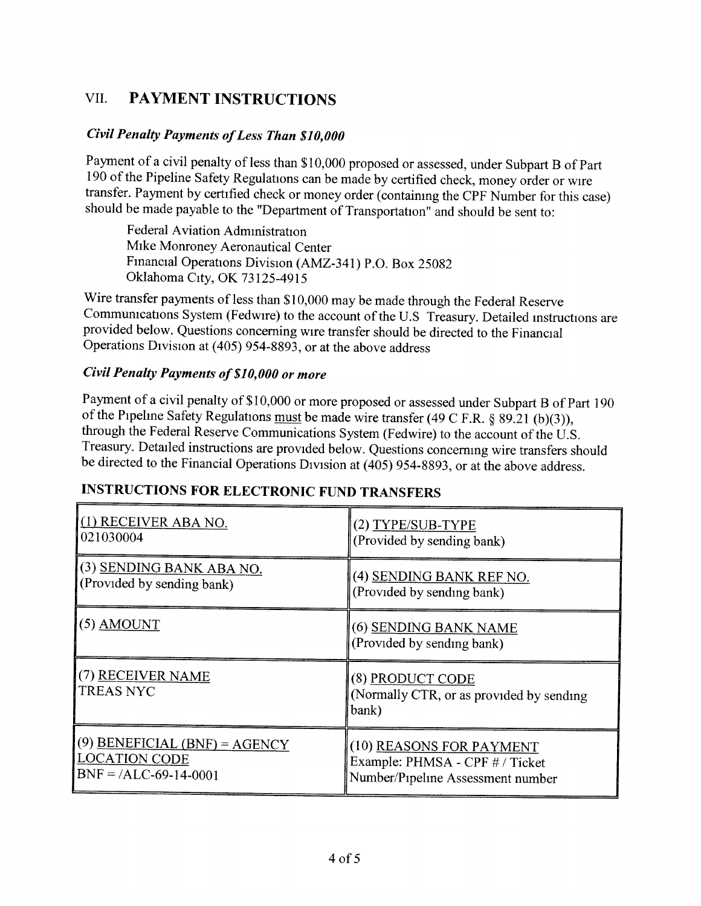## VII. PAYMENT INSTRUCTIONS

### *Civil Penalty Payments of Less Than $10,000*

Payment of a civil penalty of less than $10,000 proposed or assessed, under Subpart B of Part 190 of the Pipeline Safety Regulations can be made by certified check, money order or wire transfer. Payment by certified check or money order (containing the CPF Number for this case) should be made payable to the "Department of Transportation" and should be sent to:

Federal Aviation Administration
Mike Monroney Aeronautical Center
Financial Operations Division (AMZ-341) P.O. Box 25082
Oklahoma City, OK 73125-4915

Wire transfer payments of less than $10,000 may be made through the Federal Reserve Communications System (Fedwire) to the account of the U.S Treasury. Detailed instructions are provided below. Questions concerning wire transfer should be directed to the Financial Operations Division at (405) 954-8893, or at the above address

### *Civil Penalty Payments of $10,000 or more*

Payment of a civil penalty of $10,000 or more proposed or assessed under Subpart B of Part 190 of the Pipeline Safety Regulations must be made wire transfer (49 C F.R. § 89.21 (b)(3)), through the Federal Reserve Communications System (Fedwire) to the account of the U.S. Treasury. Detailed instructions are provided below. Questions concerning wire transfers should be directed to the Financial Operations Division at (405) 954-8893, or at the above address.

### INSTRUCTIONS FOR ELECTRONIC FUND TRANSFERS

| | |
|---|---|
| (1) RECEIVER ABA NO.<br>021030004 | (2) TYPE/SUB-TYPE<br>(Provided by sending bank) |
| (3) SENDING BANK ABA NO.<br>(Provided by sending bank) | (4) SENDING BANK REF NO.<br>(Provided by sending bank) |
| (5) AMOUNT | (6) SENDING BANK NAME<br>(Provided by sending bank) |
| (7) RECEIVER NAME<br>TREAS NYC | (8) PRODUCT CODE<br>(Normally CTR, or as provided by sending bank) |
| (9) BENEFICIAL (BNF) = AGENCY LOCATION CODE<br>BNF = /ALC-69-14-0001 | (10) REASONS FOR PAYMENT<br>Example: PHMSA - CPF # / Ticket Number/Pipeline Assessment number |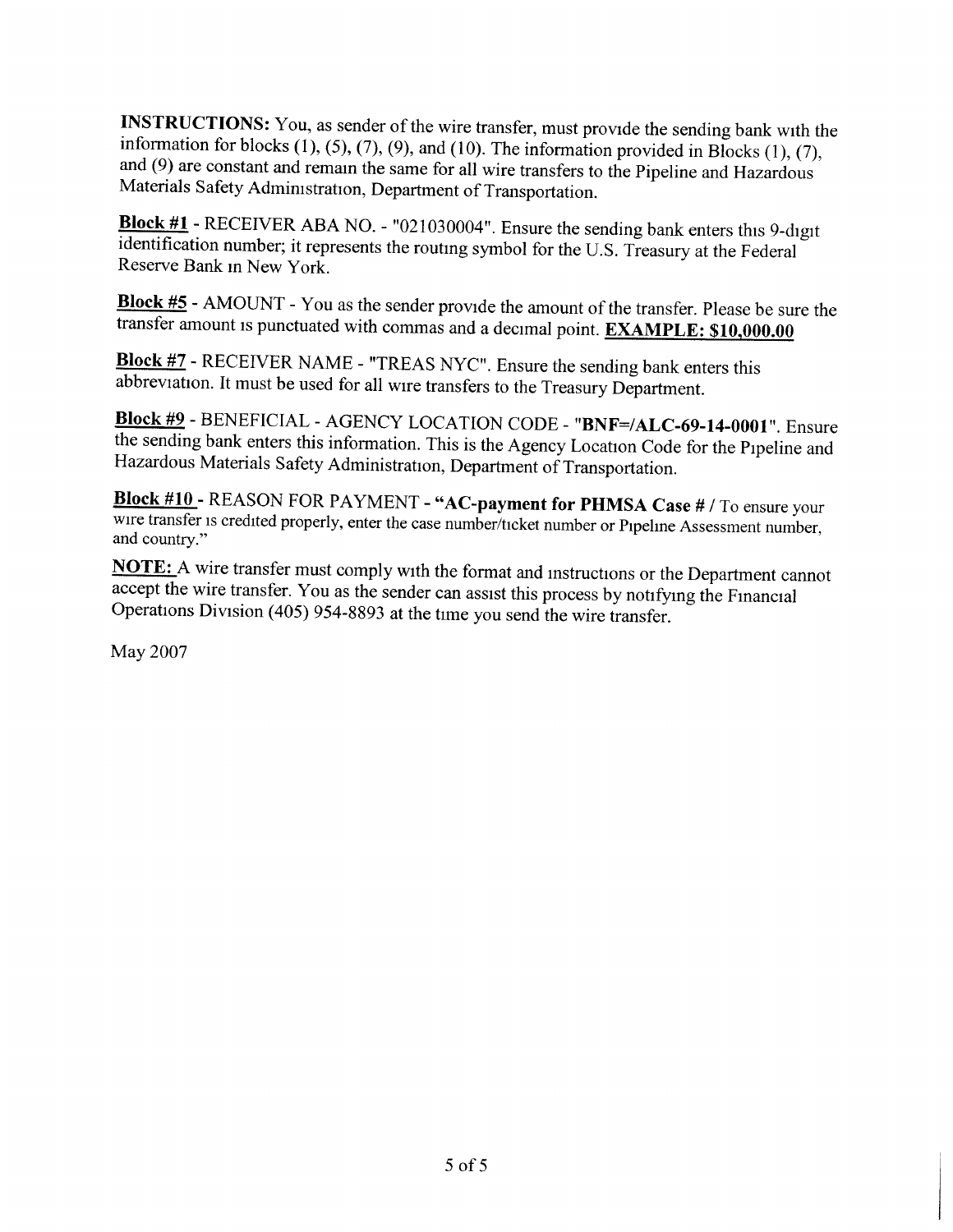**INSTRUCTIONS:** You, as sender of the wire transfer, must provide the sending bank with the information for blocks (1), (5), (7), (9), and (10). The information provided in Blocks (1), (7), and (9) are constant and remain the same for all wire transfers to the Pipeline and Hazardous Materials Safety Administration, Department of Transportation.

**Block #1** - RECEIVER ABA NO. - "021030004". Ensure the sending bank enters this 9-digit identification number; it represents the routing symbol for the U.S. Treasury at the Federal Reserve Bank in New York.

**Block #5** - AMOUNT - You as the sender provide the amount of the transfer. Please be sure the transfer amount is punctuated with commas and a decimal point. **EXAMPLE: $10,000.00**

**Block #7** - RECEIVER NAME - "TREAS NYC". Ensure the sending bank enters this abbreviation. It must be used for all wire transfers to the Treasury Department.

**Block #9** - BENEFICIAL - AGENCY LOCATION CODE - "**BNF=/ALC-69-14-0001**". Ensure the sending bank enters this information. This is the Agency Location Code for the Pipeline and Hazardous Materials Safety Administration, Department of Transportation.

**Block #10** - REASON FOR PAYMENT - **"AC-payment for PHMSA Case # /** To ensure your wire transfer is credited properly, enter the case number/ticket number or Pipeline Assessment number, and country."

**NOTE:** A wire transfer must comply with the format and instructions or the Department cannot accept the wire transfer. You as the sender can assist this process by notifying the Financial Operations Division (405) 954-8893 at the time you send the wire transfer.

May 2007